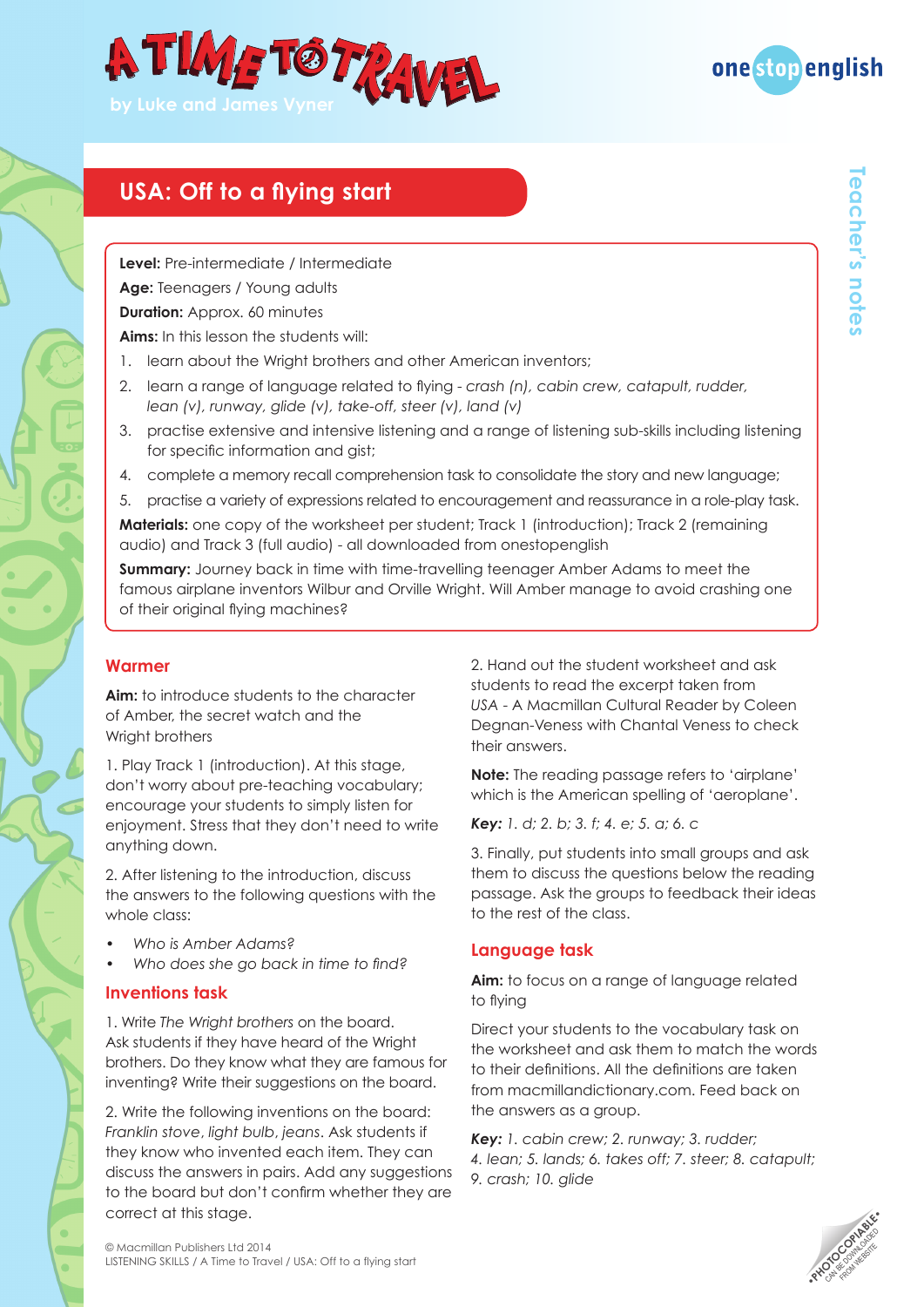# A TIME TO TRAVEL

by Luke and James Vyner

onestopenglish

Teacher's notes

## USA: Off to a flying start

**Level:** Pre-intermediate / Intermediate

**Age:** Teenagers / Young adults

**Duration:** Approx. 60 minutes

**Aims:** In this lesson the students will:

1. learn about the Wright brothers and other American inventors;
2. learn a range of language related to flying - *crash (n), cabin crew, catapult, rudder, lean (v), runway, glide (v), take-off, steer (v), land (v)*
3. practise extensive and intensive listening and a range of listening sub-skills including listening for specific information and gist;
4. complete a memory recall comprehension task to consolidate the story and new language;
5. practise a variety of expressions related to encouragement and reassurance in a role-play task.

**Materials:** one copy of the worksheet per student; Track 1 (introduction); Track 2 (remaining audio) and Track 3 (full audio) - all downloaded from onestopenglish

**Summary:** Journey back in time with time-travelling teenager Amber Adams to meet the famous airplane inventors Wilbur and Orville Wright. Will Amber manage to avoid crashing one of their original flying machines?

### Warmer

**Aim:** to introduce students to the character of Amber, the secret watch and the Wright brothers

1. Play Track 1 (introduction). At this stage, don't worry about pre-teaching vocabulary; encourage your students to simply listen for enjoyment. Stress that they don't need to write anything down.

2. After listening to the introduction, discuss the answers to the following questions with the whole class:

- *Who is Amber Adams?*
- *Who does she go back in time to find?*

### Inventions task

1. Write *The Wright brothers* on the board. Ask students if they have heard of the Wright brothers. Do they know what they are famous for inventing? Write their suggestions on the board.

2. Write the following inventions on the board: *Franklin stove*, *light bulb*, *jeans*. Ask students if they know who invented each item. They can discuss the answers in pairs. Add any suggestions to the board but don't confirm whether they are correct at this stage.

2. Hand out the student worksheet and ask students to read the excerpt taken from *USA - A Macmillan Cultural Reader* by Coleen Degnan-Veness with Chantal Veness to check their answers.

**Note:** The reading passage refers to 'airplane' which is the American spelling of 'aeroplane'.

***Key:*** *1. d; 2. b; 3. f; 4. e; 5. a; 6. c*

3. Finally, put students into small groups and ask them to discuss the questions below the reading passage. Ask the groups to feedback their ideas to the rest of the class.

### Language task

**Aim:** to focus on a range of language related to flying

Direct your students to the vocabulary task on the worksheet and ask them to match the words to their definitions. All the definitions are taken from macmillandictionary.com. Feed back on the answers as a group.

***Key:*** *1. cabin crew; 2. runway; 3. rudder; 4. lean; 5. lands; 6. takes off; 7. steer; 8. catapult; 9. crash; 10. glide*

© Macmillan Publishers Ltd 2014
LISTENING SKILLS / A Time to Travel / USA: Off to a flying start

PHOTOCOPIABLE · CAN BE DOWNLOADED FROM WEBSITE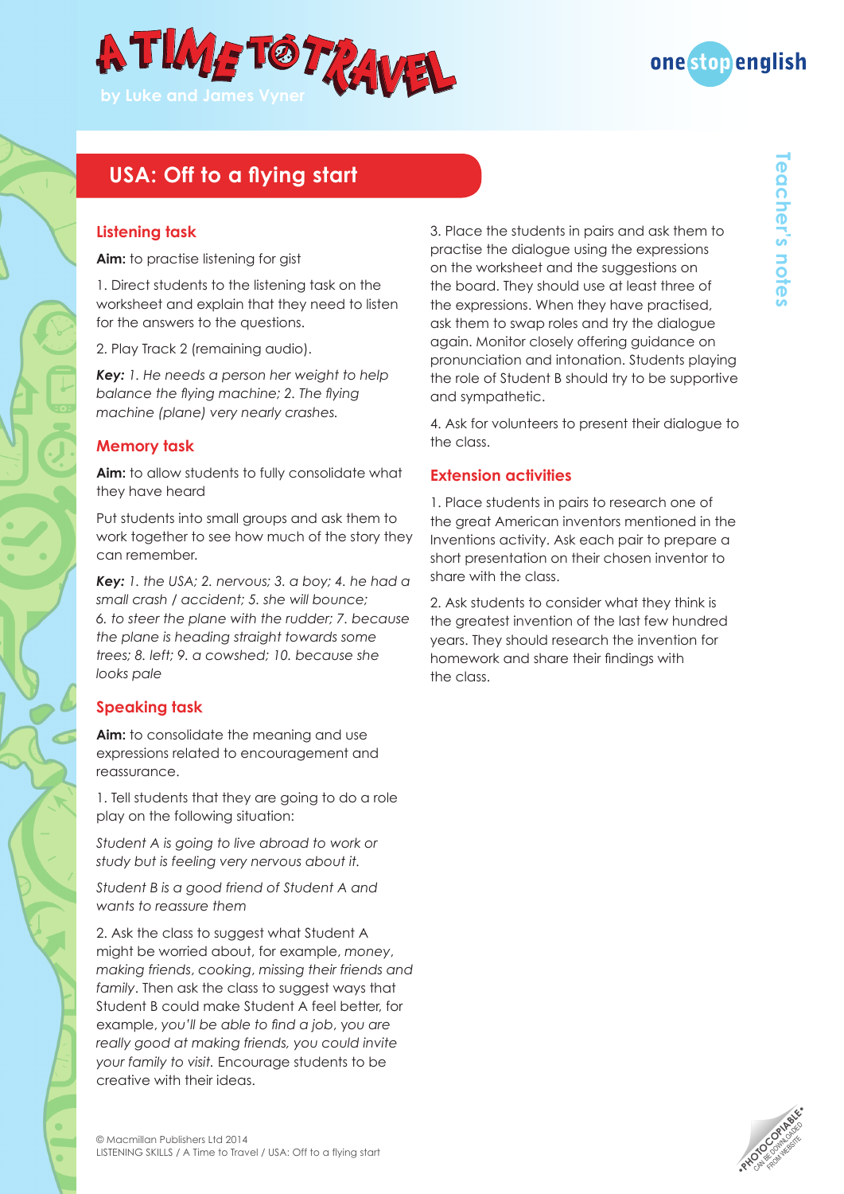## USA: Off to a flying start

### Listening task

**Aim:** to practise listening for gist

1. Direct students to the listening task on the worksheet and explain that they need to listen for the answers to the questions.

2. Play Track 2 (remaining audio).

***Key:*** *1. He needs a person her weight to help balance the flying machine; 2. The flying machine (plane) very nearly crashes.*

### Memory task

**Aim:** to allow students to fully consolidate what they have heard

Put students into small groups and ask them to work together to see how much of the story they can remember.

***Key:*** *1. the USA; 2. nervous; 3. a boy; 4. he had a small crash / accident; 5. she will bounce; 6. to steer the plane with the rudder; 7. because the plane is heading straight towards some trees; 8. left; 9. a cowshed; 10. because she looks pale*

### Speaking task

**Aim:** to consolidate the meaning and use expressions related to encouragement and reassurance.

1. Tell students that they are going to do a role play on the following situation:

*Student A is going to live abroad to work or study but is feeling very nervous about it.*

*Student B is a good friend of Student A and wants to reassure them*

2. Ask the class to suggest what Student A might be worried about, for example, *money, making friends, cooking, missing their friends and family*. Then ask the class to suggest ways that Student B could make Student A feel better, for example, *you'll be able to find a job, you are really good at making friends, you could invite your family to visit.* Encourage students to be creative with their ideas.

3. Place the students in pairs and ask them to practise the dialogue using the expressions on the worksheet and the suggestions on the board. They should use at least three of the expressions. When they have practised, ask them to swap roles and try the dialogue again. Monitor closely offering guidance on pronunciation and intonation. Students playing the role of Student B should try to be supportive and sympathetic.

4. Ask for volunteers to present their dialogue to the class.

### Extension activities

1. Place students in pairs to research one of the great American inventors mentioned in the Inventions activity. Ask each pair to prepare a short presentation on their chosen inventor to share with the class.

2. Ask students to consider what they think is the greatest invention of the last few hundred years. They should research the invention for homework and share their findings with the class.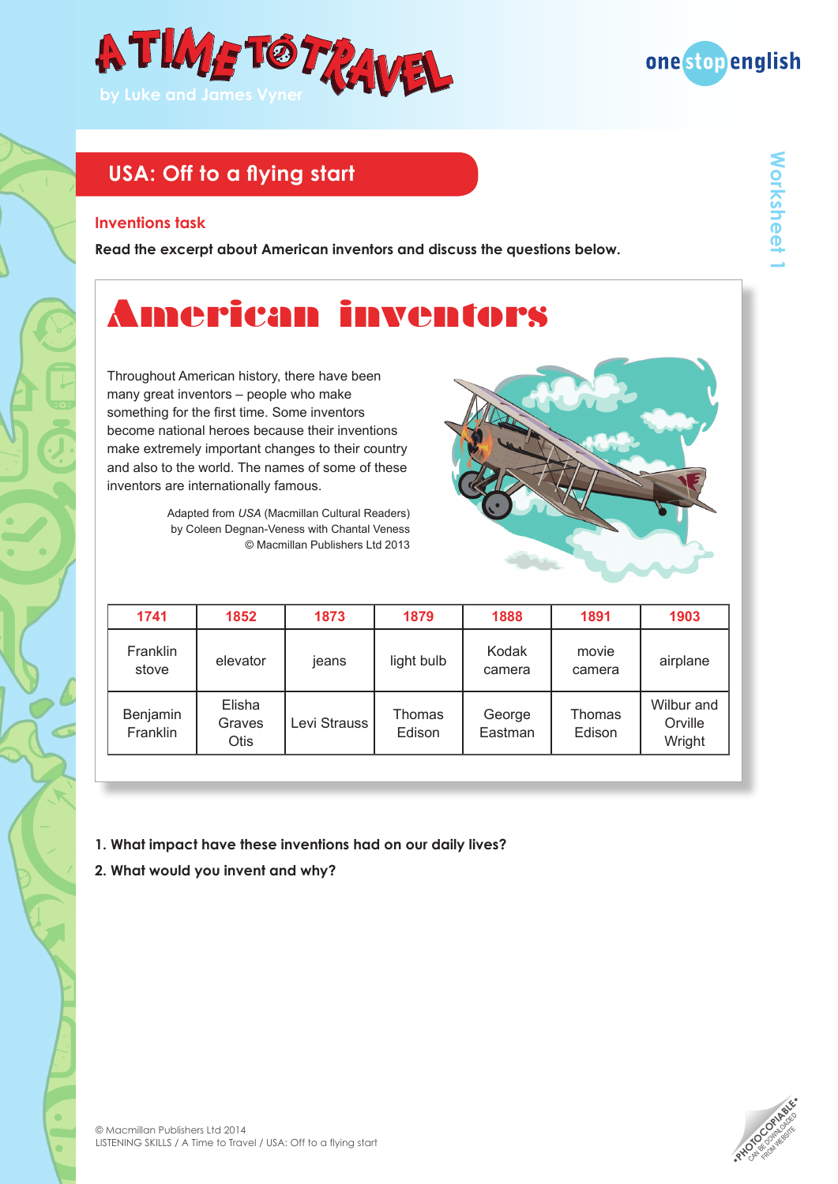# USA: Off to a flying start

## Inventions task

**Read the excerpt about American inventors and discuss the questions below.**

## American inventors

Throughout American history, there have been many great inventors – people who make something for the first time. Some inventors become national heroes because their inventions make extremely important changes to their country and also to the world. The names of some of these inventors are internationally famous.

Adapted from *USA* (Macmillan Cultural Readers)
by Coleen Degnan-Veness with Chantal Veness
© Macmillan Publishers Ltd 2013

| 1741 | 1852 | 1873 | 1879 | 1888 | 1891 | 1903 |
|---|---|---|---|---|---|---|
| Franklin stove | elevator | jeans | light bulb | Kodak camera | movie camera | airplane |
| Benjamin Franklin | Elisha Graves Otis | Levi Strauss | Thomas Edison | George Eastman | Thomas Edison | Wilbur and Orville Wright |

**1. What impact have these inventions had on our daily lives?**

**2. What would you invent and why?**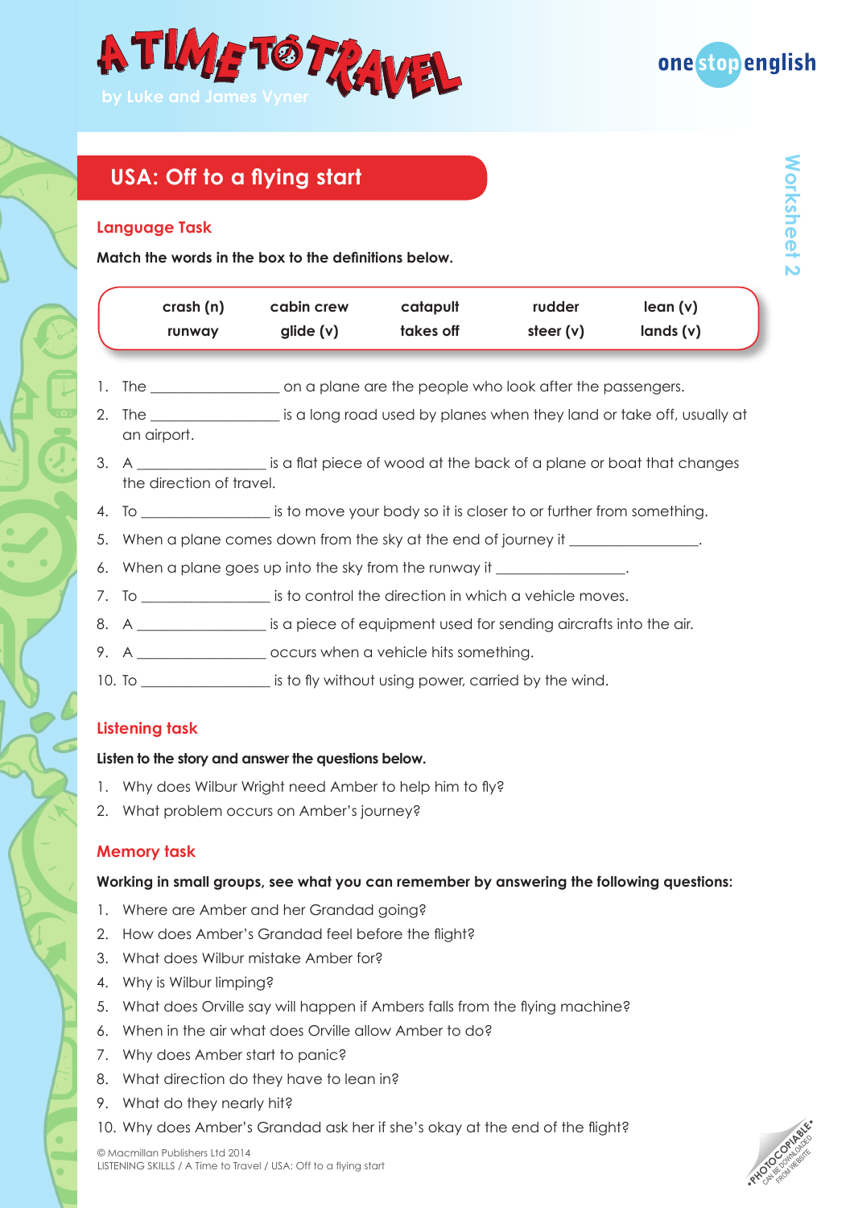# USA: Off to a flying start

## Language Task

**Match the words in the box to the definitions below.**

| | | | | |
|---|---|---|---|---|
| crash (n) | cabin crew | catapult | rudder | lean (v) |
| runway | glide (v) | takes off | steer (v) | lands (v) |

1. The ________________ on a plane are the people who look after the passengers.
2. The ________________ is a long road used by planes when they land or take off, usually at an airport.
3. A ________________ is a flat piece of wood at the back of a plane or boat that changes the direction of travel.
4. To ________________ is to move your body so it is closer to or further from something.
5. When a plane comes down from the sky at the end of journey it ________________.
6. When a plane goes up into the sky from the runway it ________________.
7. To ________________ is to control the direction in which a vehicle moves.
8. A ________________ is a piece of equipment used for sending aircrafts into the air.
9. A ________________ occurs when a vehicle hits something.
10. To ________________ is to fly without using power, carried by the wind.

## Listening task

**Listen to the story and answer the questions below.**

1. Why does Wilbur Wright need Amber to help him to fly?
2. What problem occurs on Amber's journey?

## Memory task

**Working in small groups, see what you can remember by answering the following questions:**

1. Where are Amber and her Grandad going?
2. How does Amber's Grandad feel before the flight?
3. What does Wilbur mistake Amber for?
4. Why is Wilbur limping?
5. What does Orville say will happen if Ambers falls from the flying machine?
6. When in the air what does Orville allow Amber to do?
7. Why does Amber start to panic?
8. What direction do they have to lean in?
9. What do they nearly hit?
10. Why does Amber's Grandad ask her if she's okay at the end of the flight?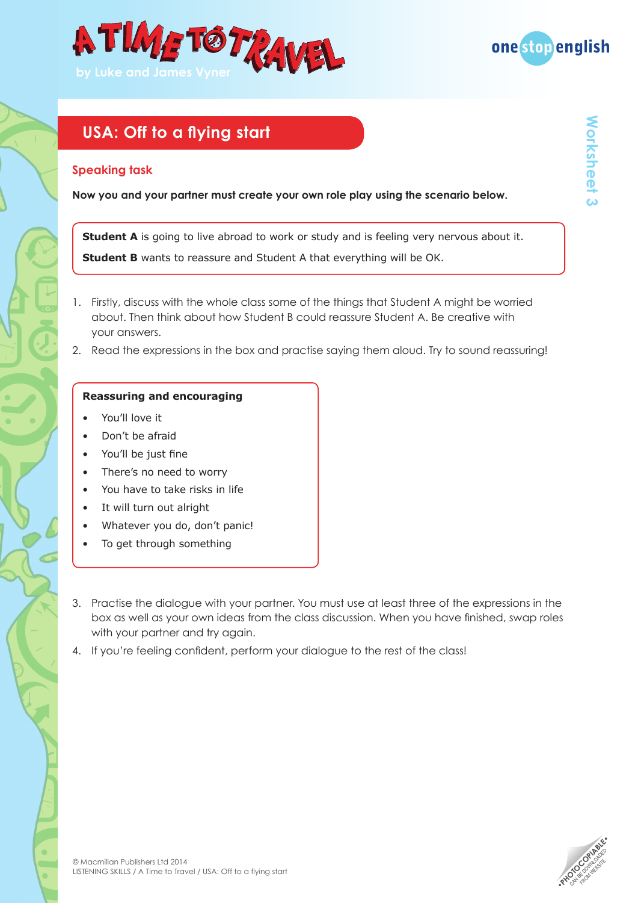## USA: Off to a flying start

### Speaking task

**Now you and your partner must create your own role play using the scenario below.**

**Student A** is going to live abroad to work or study and is feeling very nervous about it.

**Student B** wants to reassure and Student A that everything will be OK.

1. Firstly, discuss with the whole class some of the things that Student A might be worried about. Then think about how Student B could reassure Student A. Be creative with your answers.
2. Read the expressions in the box and practise saying them aloud. Try to sound reassuring!

**Reassuring and encouraging**

- You'll love it
- Don't be afraid
- You'll be just fine
- There's no need to worry
- You have to take risks in life
- It will turn out alright
- Whatever you do, don't panic!
- To get through something

3. Practise the dialogue with your partner. You must use at least three of the expressions in the box as well as your own ideas from the class discussion. When you have finished, swap roles with your partner and try again.
4. If you're feeling confident, perform your dialogue to the rest of the class!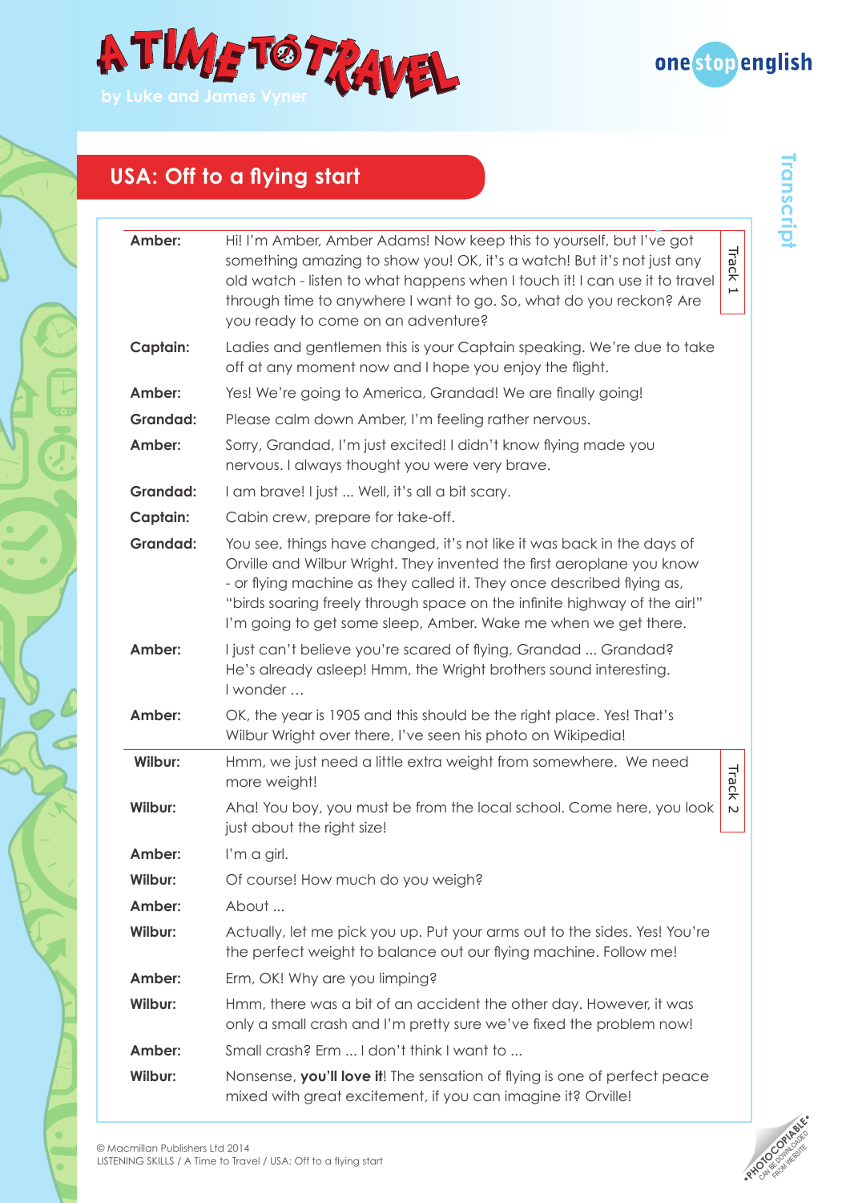# A TIME TO TRAVEL

by Luke and James Vyner

## USA: Off to a flying start

Transcript

| | | |
|---|---|---|
| **Amber:** | Hi! I'm Amber, Amber Adams! Now keep this to yourself, but I've got something amazing to show you! OK, it's a watch! But it's not just any old watch - listen to what happens when I touch it! I can use it to travel through time to anywhere I want to go. So, what do you reckon? Are you ready to come on an adventure? | Track 1 |
| **Captain:** | Ladies and gentlemen this is your Captain speaking. We're due to take off at any moment now and I hope you enjoy the flight. | |
| **Amber:** | Yes! We're going to America, Grandad! We are finally going! | |
| **Grandad:** | Please calm down Amber, I'm feeling rather nervous. | |
| **Amber:** | Sorry, Grandad, I'm just excited! I didn't know flying made you nervous. I always thought you were very brave. | |
| **Grandad:** | I am brave! I just ... Well, it's all a bit scary. | |
| **Captain:** | Cabin crew, prepare for take-off. | |
| **Grandad:** | You see, things have changed, it's not like it was back in the days of Orville and Wilbur Wright. They invented the first aeroplane you know - or flying machine as they called it. They once described flying as, "birds soaring freely through space on the infinite highway of the air!" I'm going to get some sleep, Amber. Wake me when we get there. | |
| **Amber:** | I just can't believe you're scared of flying, Grandad ... Grandad? He's already asleep! Hmm, the Wright brothers sound interesting. I wonder ... | |
| **Amber:** | OK, the year is 1905 and this should be the right place. Yes! That's Wilbur Wright over there, I've seen his photo on Wikipedia! | |
| **Wilbur:** | Hmm, we just need a little extra weight from somewhere. We need more weight! | Track 2 |
| **Wilbur:** | Aha! You boy, you must be from the local school. Come here, you look just about the right size! | |
| **Amber:** | I'm a girl. | |
| **Wilbur:** | Of course! How much do you weigh? | |
| **Amber:** | About ... | |
| **Wilbur:** | Actually, let me pick you up. Put your arms out to the sides. Yes! You're the perfect weight to balance out our flying machine. Follow me! | |
| **Amber:** | Erm, OK! Why are you limping? | |
| **Wilbur:** | Hmm, there was a bit of an accident the other day. However, it was only a small crash and I'm pretty sure we've fixed the problem now! | |
| **Amber:** | Small crash? Erm ... I don't think I want to ... | |
| **Wilbur:** | Nonsense, **you'll love it**! The sensation of flying is one of perfect peace mixed with great excitement, if you can imagine it? Orville! | |

© Macmillan Publishers Ltd 2014
LISTENING SKILLS / A Time to Travel / USA: Off to a flying start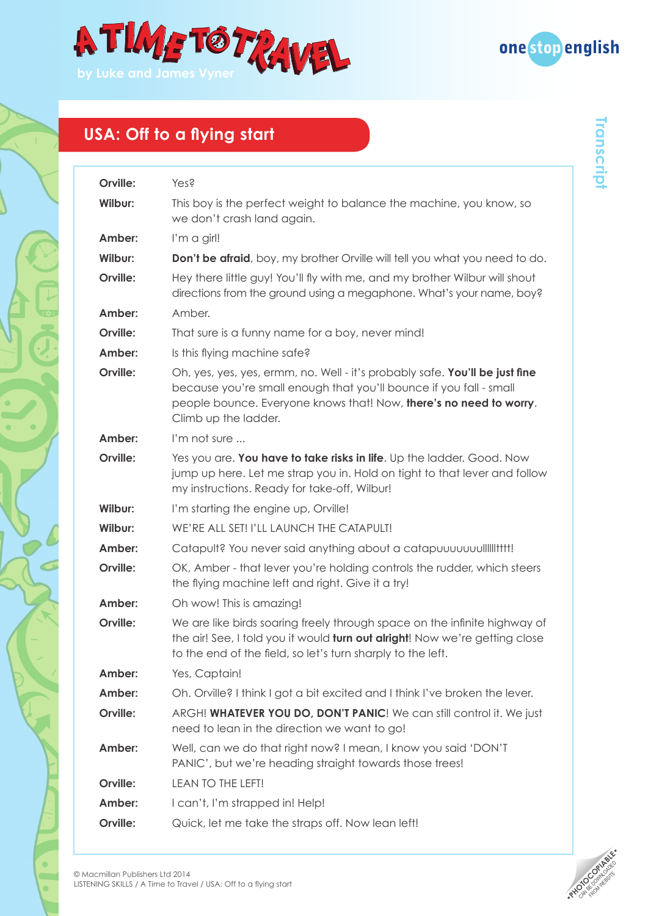## USA: Off to a flying start

| | |
|---|---|
| **Orville:** | Yes? |
| **Wilbur:** | This boy is the perfect weight to balance the machine, you know, so we don't crash land again. |
| **Amber:** | I'm a girl! |
| **Wilbur:** | **Don't be afraid**, boy, my brother Orville will tell you what you need to do. |
| **Orville:** | Hey there little guy! You'll fly with me, and my brother Wilbur will shout directions from the ground using a megaphone. What's your name, boy? |
| **Amber:** | Amber. |
| **Orville:** | That sure is a funny name for a boy, never mind! |
| **Amber:** | Is this flying machine safe? |
| **Orville:** | Oh, yes, yes, yes, ermm, no. Well - it's probably safe. **You'll be just fine** because you're small enough that you'll bounce if you fall - small people bounce. Everyone knows that! Now, **there's no need to worry**. Climb up the ladder. |
| **Amber:** | I'm not sure ... |
| **Orville:** | Yes you are. **You have to take risks in life**. Up the ladder. Good. Now jump up here. Let me strap you in. Hold on tight to that lever and follow my instructions. Ready for take-off, Wilbur! |
| **Wilbur:** | I'm starting the engine up, Orville! |
| **Wilbur:** | WE'RE ALL SET! I'LL LAUNCH THE CATAPULT! |
| **Amber:** | Catapult? You never said anything about a catapuuuuuuuullllllltttt! |
| **Orville:** | OK, Amber - that lever you're holding controls the rudder, which steers the flying machine left and right. Give it a try! |
| **Amber:** | Oh wow! This is amazing! |
| **Orville:** | We are like birds soaring freely through space on the infinite highway of the air! See, I told you it would **turn out alright**! Now we're getting close to the end of the field, so let's turn sharply to the left. |
| **Amber:** | Yes, Captain! |
| **Amber:** | Oh. Orville? I think I got a bit excited and I think I've broken the lever. |
| **Orville:** | ARGH! **WHATEVER YOU DO, DON'T PANIC**! We can still control it. We just need to lean in the direction we want to go! |
| **Amber:** | Well, can we do that right now? I mean, I know you said 'DON'T PANIC', but we're heading straight towards those trees! |
| **Orville:** | LEAN TO THE LEFT! |
| **Amber:** | I can't, I'm strapped in! Help! |
| **Orville:** | Quick, let me take the straps off. Now lean left! |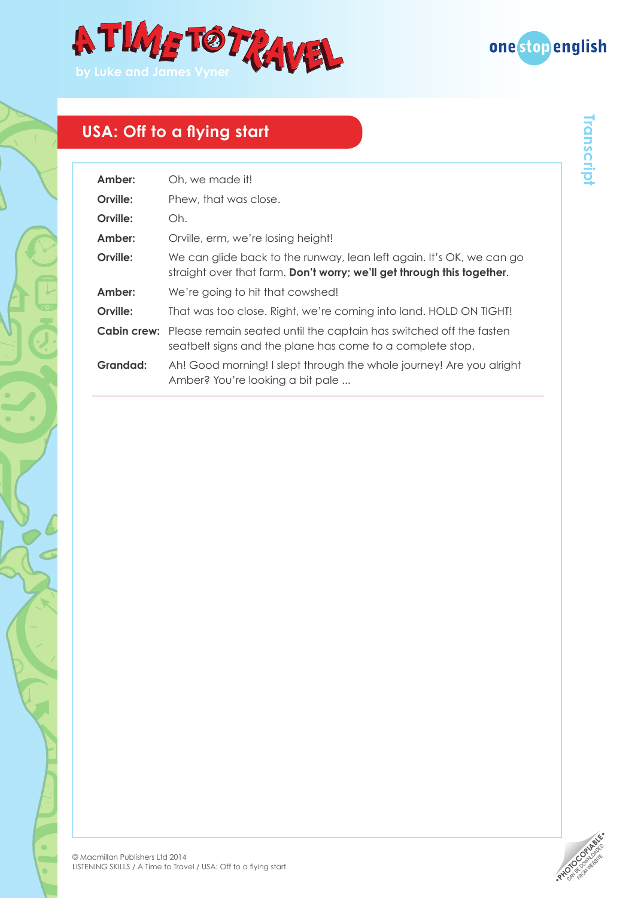## USA: Off to a flying start

Transcript

| | |
|---|---|
| **Amber:** | Oh, we made it! |
| **Orville:** | Phew, that was close. |
| **Orville:** | Oh. |
| **Amber:** | Orville, erm, we're losing height! |
| **Orville:** | We can glide back to the runway, lean left again. It's OK, we can go straight over that farm. **Don't worry; we'll get through this together**. |
| **Amber:** | We're going to hit that cowshed! |
| **Orville:** | That was too close. Right, we're coming into land. HOLD ON TIGHT! |
| **Cabin crew:** | Please remain seated until the captain has switched off the fasten seatbelt signs and the plane has come to a complete stop. |
| **Grandad:** | Ah! Good morning! I slept through the whole journey! Are you alright Amber? You're looking a bit pale ... |